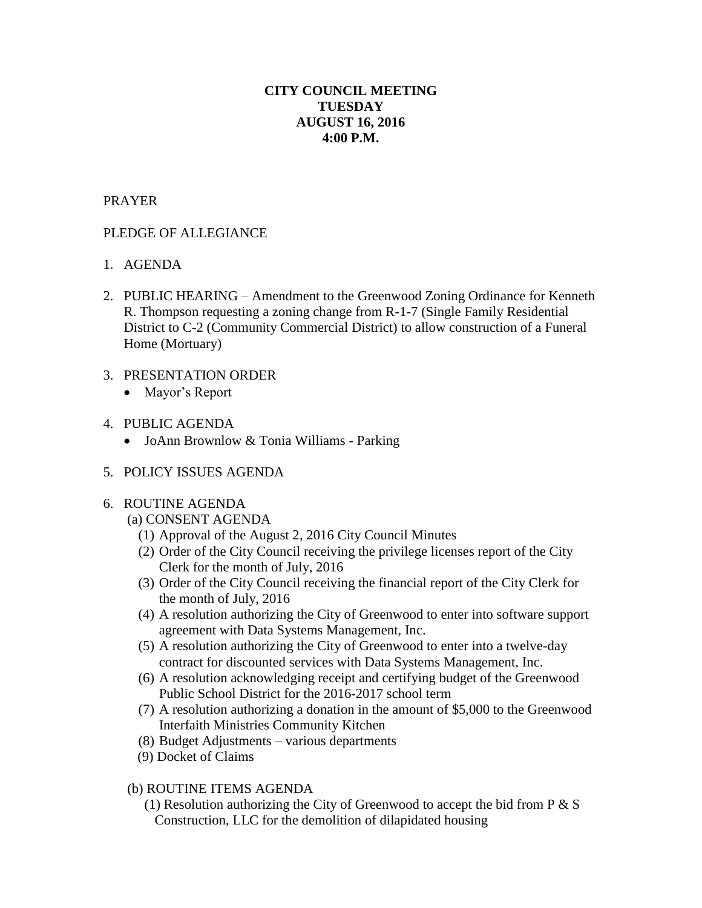**CITY COUNCIL MEETING**
**TUESDAY**
**AUGUST 16, 2016**
**4:00 P.M.**

PRAYER

PLEDGE OF ALLEGIANCE

1. AGENDA

2. PUBLIC HEARING – Amendment to the Greenwood Zoning Ordinance for Kenneth R. Thompson requesting a zoning change from R-1-7 (Single Family Residential District to C-2 (Community Commercial District) to allow construction of a Funeral Home (Mortuary)

3. PRESENTATION ORDER
   - Mayor's Report

4. PUBLIC AGENDA
   - JoAnn Brownlow & Tonia Williams - Parking

5. POLICY ISSUES AGENDA

6. ROUTINE AGENDA
   (a) CONSENT AGENDA
   (1) Approval of the August 2, 2016 City Council Minutes
   (2) Order of the City Council receiving the privilege licenses report of the City Clerk for the month of July, 2016
   (3) Order of the City Council receiving the financial report of the City Clerk for the month of July, 2016
   (4) A resolution authorizing the City of Greenwood to enter into software support agreement with Data Systems Management, Inc.
   (5) A resolution authorizing the City of Greenwood to enter into a twelve-day contract for discounted services with Data Systems Management, Inc.
   (6) A resolution acknowledging receipt and certifying budget of the Greenwood Public School District for the 2016-2017 school term
   (7) A resolution authorizing a donation in the amount of $5,000 to the Greenwood Interfaith Ministries Community Kitchen
   (8) Budget Adjustments – various departments
   (9) Docket of Claims

   (b) ROUTINE ITEMS AGENDA
   (1) Resolution authorizing the City of Greenwood to accept the bid from P & S Construction, LLC for the demolition of dilapidated housing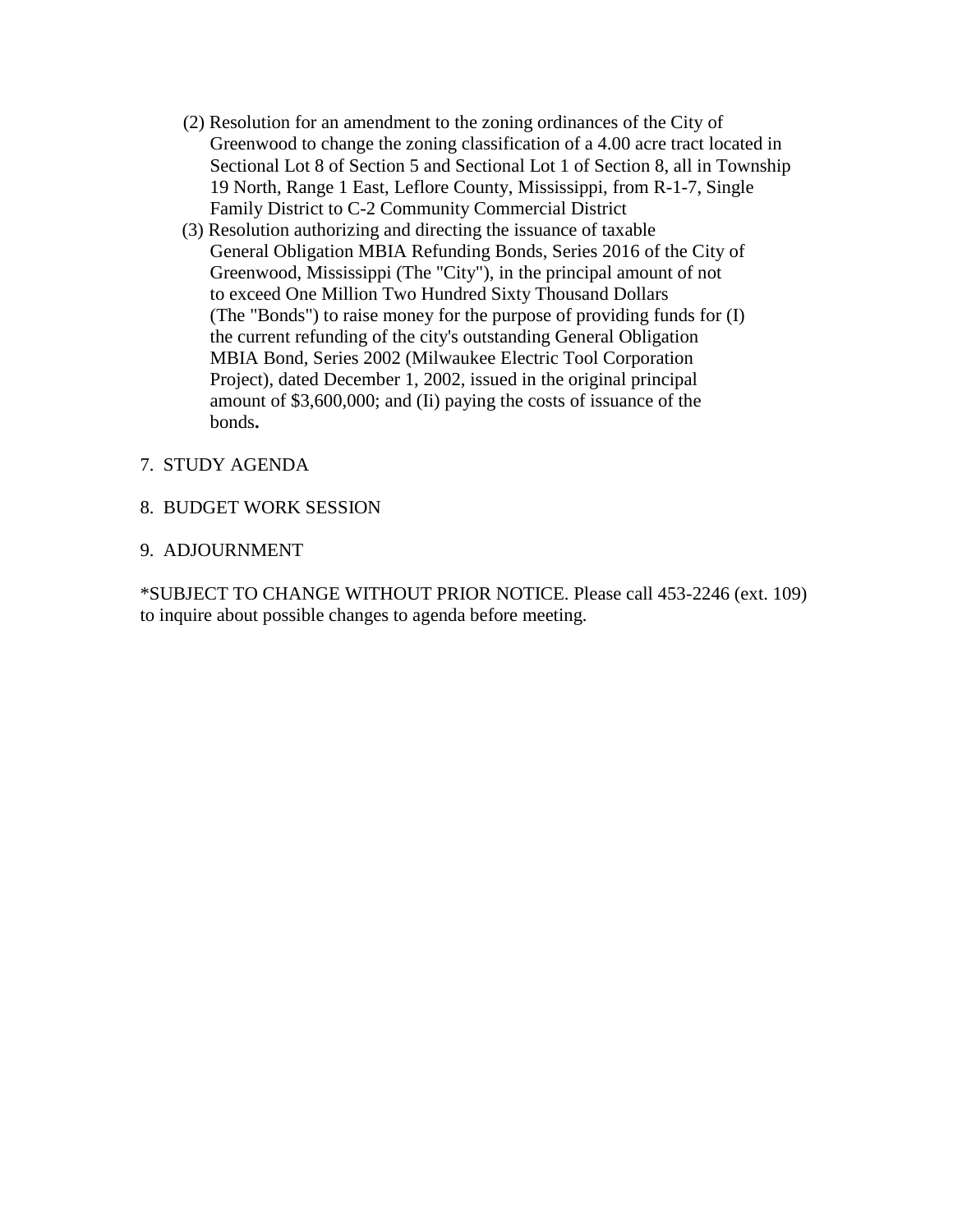(2) Resolution for an amendment to the zoning ordinances of the City of Greenwood to change the zoning classification of a 4.00 acre tract located in Sectional Lot 8 of Section 5 and Sectional Lot 1 of Section 8, all in Township 19 North, Range 1 East, Leflore County, Mississippi, from R-1-7, Single Family District to C-2 Community Commercial District

(3) Resolution authorizing and directing the issuance of taxable General Obligation MBIA Refunding Bonds, Series 2016 of the City of Greenwood, Mississippi (The "City"), in the principal amount of not to exceed One Million Two Hundred Sixty Thousand Dollars (The "Bonds") to raise money for the purpose of providing funds for (I) the current refunding of the city's outstanding General Obligation MBIA Bond, Series 2002 (Milwaukee Electric Tool Corporation Project), dated December 1, 2002, issued in the original principal amount of $3,600,000; and (Ii) paying the costs of issuance of the bonds**.**

7. STUDY AGENDA

8. BUDGET WORK SESSION

9. ADJOURNMENT

*SUBJECT TO CHANGE WITHOUT PRIOR NOTICE. Please call 453-2246 (ext. 109) to inquire about possible changes to agenda before meeting.